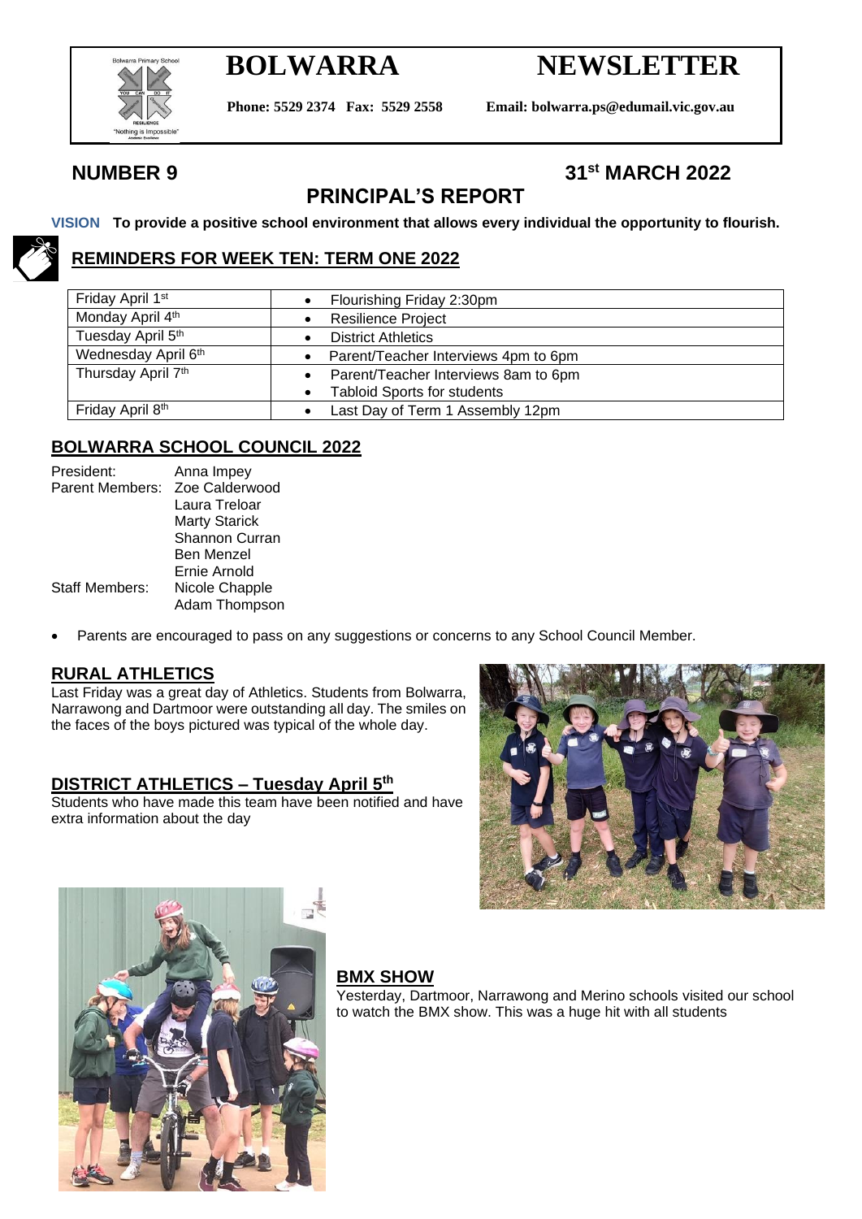# BOLWARRA NEWSLETTER

**Phone: 5529 2374 Fax: 5529 2558 Email: bolwarra.ps@edumail.vic.gov.au**

**NUMBER 9** **31st MARCH 2022**

## PRINCIPAL'S REPORT

**VISION To provide a positive school environment that allows every individual the opportunity to flourish.**

### REMINDERS FOR WEEK TEN: TERM ONE 2022

| | |
|---|---|
| Friday April 1st | • Flourishing Friday 2:30pm |
| Monday April 4th | • Resilience Project |
| Tuesday April 5th | • District Athletics |
| Wednesday April 6th | • Parent/Teacher Interviews 4pm to 6pm |
| Thursday April 7th | • Parent/Teacher Interviews 8am to 6pm<br>• Tabloid Sports for students |
| Friday April 8th | • Last Day of Term 1 Assembly 12pm |

### BOLWARRA SCHOOL COUNCIL 2022

President: Anna Impey
Parent Members: Zoe Calderwood
Laura Treloar
Marty Starick
Shannon Curran
Ben Menzel
Ernie Arnold
Staff Members: Nicole Chapple
Adam Thompson

- Parents are encouraged to pass on any suggestions or concerns to any School Council Member.

### RURAL ATHLETICS

Last Friday was a great day of Athletics. Students from Bolwarra, Narrawong and Dartmoor were outstanding all day. The smiles on the faces of the boys pictured was typical of the whole day.

### DISTRICT ATHLETICS – Tuesday April 5th

Students who have made this team have been notified and have extra information about the day

### BMX SHOW

Yesterday, Dartmoor, Narrawong and Merino schools visited our school to watch the BMX show. This was a huge hit with all students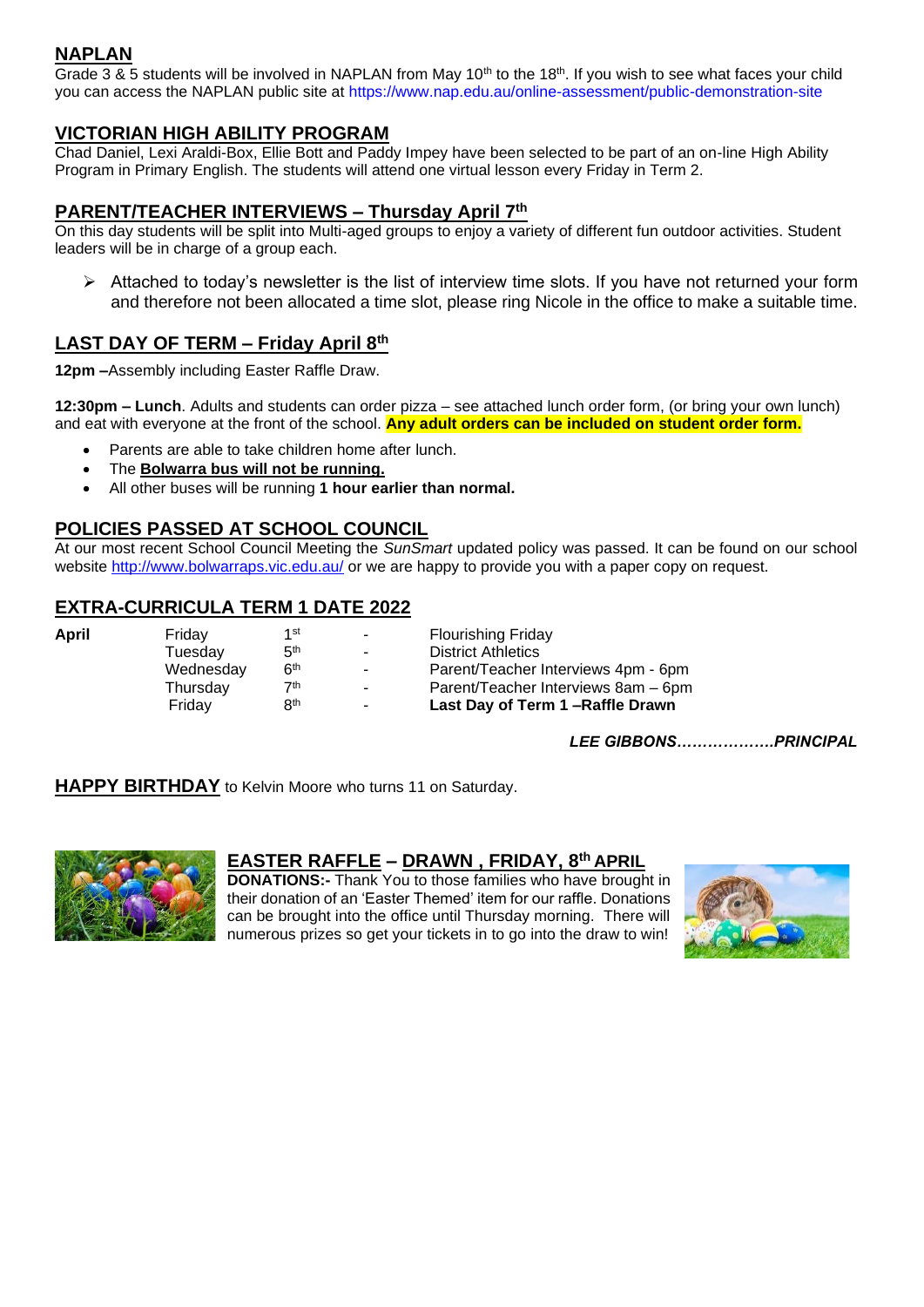## NAPLAN

Grade 3 & 5 students will be involved in NAPLAN from May 10th to the 18th. If you wish to see what faces your child you can access the NAPLAN public site at https://www.nap.edu.au/online-assessment/public-demonstration-site

## VICTORIAN HIGH ABILITY PROGRAM

Chad Daniel, Lexi Araldi-Box, Ellie Bott and Paddy Impey have been selected to be part of an on-line High Ability Program in Primary English. The students will attend one virtual lesson every Friday in Term 2.

## PARENT/TEACHER INTERVIEWS – Thursday April 7th

On this day students will be split into Multi-aged groups to enjoy a variety of different fun outdoor activities. Student leaders will be in charge of a group each.

- Attached to today's newsletter is the list of interview time slots. If you have not returned your form and therefore not been allocated a time slot, please ring Nicole in the office to make a suitable time.

## LAST DAY OF TERM – Friday April 8th

**12pm –**Assembly including Easter Raffle Draw.

**12:30pm – Lunch**. Adults and students can order pizza – see attached lunch order form, (or bring your own lunch) and eat with everyone at the front of the school. **Any adult orders can be included on student order form.**

- Parents are able to take children home after lunch.
- The **Bolwarra bus will not be running.**
- All other buses will be running **1 hour earlier than normal.**

## POLICIES PASSED AT SCHOOL COUNCIL

At our most recent School Council Meeting the *SunSmart* updated policy was passed. It can be found on our school website http://www.bolwarraps.vic.edu.au/ or we are happy to provide you with a paper copy on request.

## EXTRA-CURRICULA TERM 1 DATE 2022

| | | | | |
|---|---|---|---|---|
| **April** | Friday | 1st | - | Flourishing Friday |
| | Tuesday | 5th | - | District Athletics |
| | Wednesday | 6th | - | Parent/Teacher Interviews 4pm - 6pm |
| | Thursday | 7th | - | Parent/Teacher Interviews 8am – 6pm |
| | Friday | 8th | - | **Last Day of Term 1 –Raffle Drawn** |

***LEE GIBBONS……………….PRINCIPAL***

**HAPPY BIRTHDAY** to Kelvin Moore who turns 11 on Saturday.

## EASTER RAFFLE – DRAWN , FRIDAY, 8th APRIL

**DONATIONS:-** Thank You to those families who have brought in their donation of an 'Easter Themed' item for our raffle. Donations can be brought into the office until Thursday morning. There will numerous prizes so get your tickets in to go into the draw to win!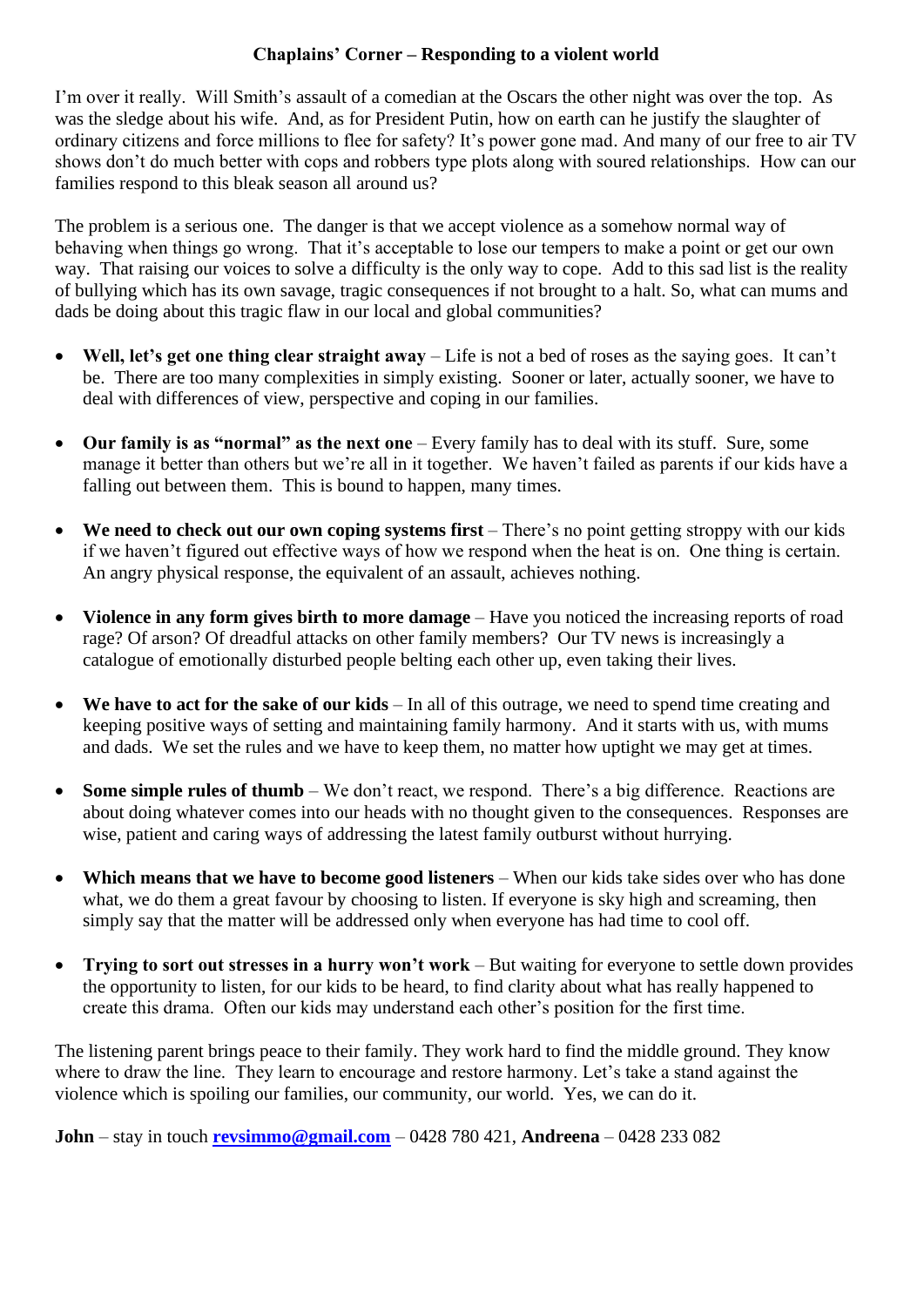**Chaplains' Corner – Responding to a violent world**

I'm over it really. Will Smith's assault of a comedian at the Oscars the other night was over the top. As was the sledge about his wife. And, as for President Putin, how on earth can he justify the slaughter of ordinary citizens and force millions to flee for safety? It's power gone mad. And many of our free to air TV shows don't do much better with cops and robbers type plots along with soured relationships. How can our families respond to this bleak season all around us?

The problem is a serious one. The danger is that we accept violence as a somehow normal way of behaving when things go wrong. That it's acceptable to lose our tempers to make a point or get our own way. That raising our voices to solve a difficulty is the only way to cope. Add to this sad list is the reality of bullying which has its own savage, tragic consequences if not brought to a halt. So, what can mums and dads be doing about this tragic flaw in our local and global communities?

- **Well, let's get one thing clear straight away** – Life is not a bed of roses as the saying goes. It can't be. There are too many complexities in simply existing. Sooner or later, actually sooner, we have to deal with differences of view, perspective and coping in our families.

- **Our family is as "normal" as the next one** – Every family has to deal with its stuff. Sure, some manage it better than others but we're all in it together. We haven't failed as parents if our kids have a falling out between them. This is bound to happen, many times.

- **We need to check out our own coping systems first** – There's no point getting stroppy with our kids if we haven't figured out effective ways of how we respond when the heat is on. One thing is certain. An angry physical response, the equivalent of an assault, achieves nothing.

- **Violence in any form gives birth to more damage** – Have you noticed the increasing reports of road rage? Of arson? Of dreadful attacks on other family members? Our TV news is increasingly a catalogue of emotionally disturbed people belting each other up, even taking their lives.

- **We have to act for the sake of our kids** – In all of this outrage, we need to spend time creating and keeping positive ways of setting and maintaining family harmony. And it starts with us, with mums and dads. We set the rules and we have to keep them, no matter how uptight we may get at times.

- **Some simple rules of thumb** – We don't react, we respond. There's a big difference. Reactions are about doing whatever comes into our heads with no thought given to the consequences. Responses are wise, patient and caring ways of addressing the latest family outburst without hurrying.

- **Which means that we have to become good listeners** – When our kids take sides over who has done what, we do them a great favour by choosing to listen. If everyone is sky high and screaming, then simply say that the matter will be addressed only when everyone has had time to cool off.

- **Trying to sort out stresses in a hurry won't work** – But waiting for everyone to settle down provides the opportunity to listen, for our kids to be heard, to find clarity about what has really happened to create this drama. Often our kids may understand each other's position for the first time.

The listening parent brings peace to their family. They work hard to find the middle ground. They know where to draw the line. They learn to encourage and restore harmony. Let's take a stand against the violence which is spoiling our families, our community, our world. Yes, we can do it.

**John** – stay in touch **revsimmo@gmail.com** – 0428 780 421, **Andreena** – 0428 233 082